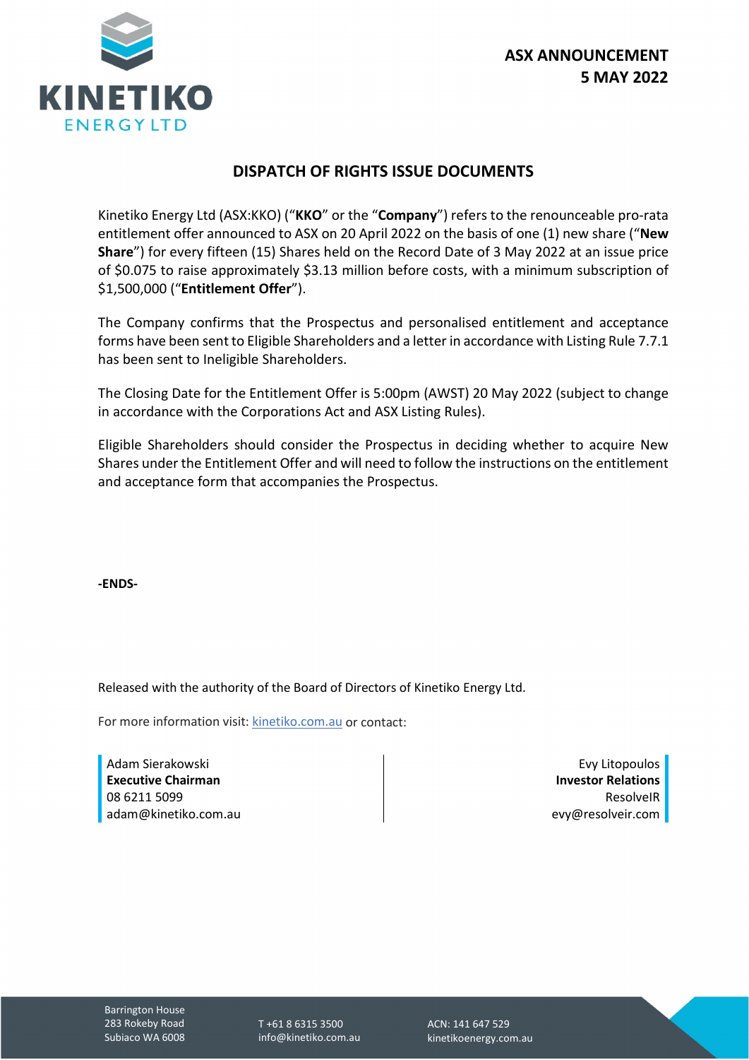**ASX ANNOUNCEMENT**
**5 MAY 2022**

# DISPATCH OF RIGHTS ISSUE DOCUMENTS

Kinetiko Energy Ltd (ASX:KKO) ("**KKO**" or the "**Company**") refers to the renounceable pro-rata entitlement offer announced to ASX on 20 April 2022 on the basis of one (1) new share ("**New Share**") for every fifteen (15) Shares held on the Record Date of 3 May 2022 at an issue price of $0.075 to raise approximately $3.13 million before costs, with a minimum subscription of $1,500,000 ("**Entitlement Offer**").

The Company confirms that the Prospectus and personalised entitlement and acceptance forms have been sent to Eligible Shareholders and a letter in accordance with Listing Rule 7.7.1 has been sent to Ineligible Shareholders.

The Closing Date for the Entitlement Offer is 5:00pm (AWST) 20 May 2022 (subject to change in accordance with the Corporations Act and ASX Listing Rules).

Eligible Shareholders should consider the Prospectus in deciding whether to acquire New Shares under the Entitlement Offer and will need to follow the instructions on the entitlement and acceptance form that accompanies the Prospectus.

**-ENDS-**

Released with the authority of the Board of Directors of Kinetiko Energy Ltd.

For more information visit: kinetiko.com.au or contact:

Adam Sierakowski
**Executive Chairman**
08 6211 5099
adam@kinetiko.com.au

Evy Litopoulos
**Investor Relations**
ResolveIR
evy@resolveir.com

Barrington House
283 Rokeby Road
Subiaco WA 6008

T +61 8 6315 3500
info@kinetiko.com.au

ACN: 141 647 529
kinetikoenergy.com.au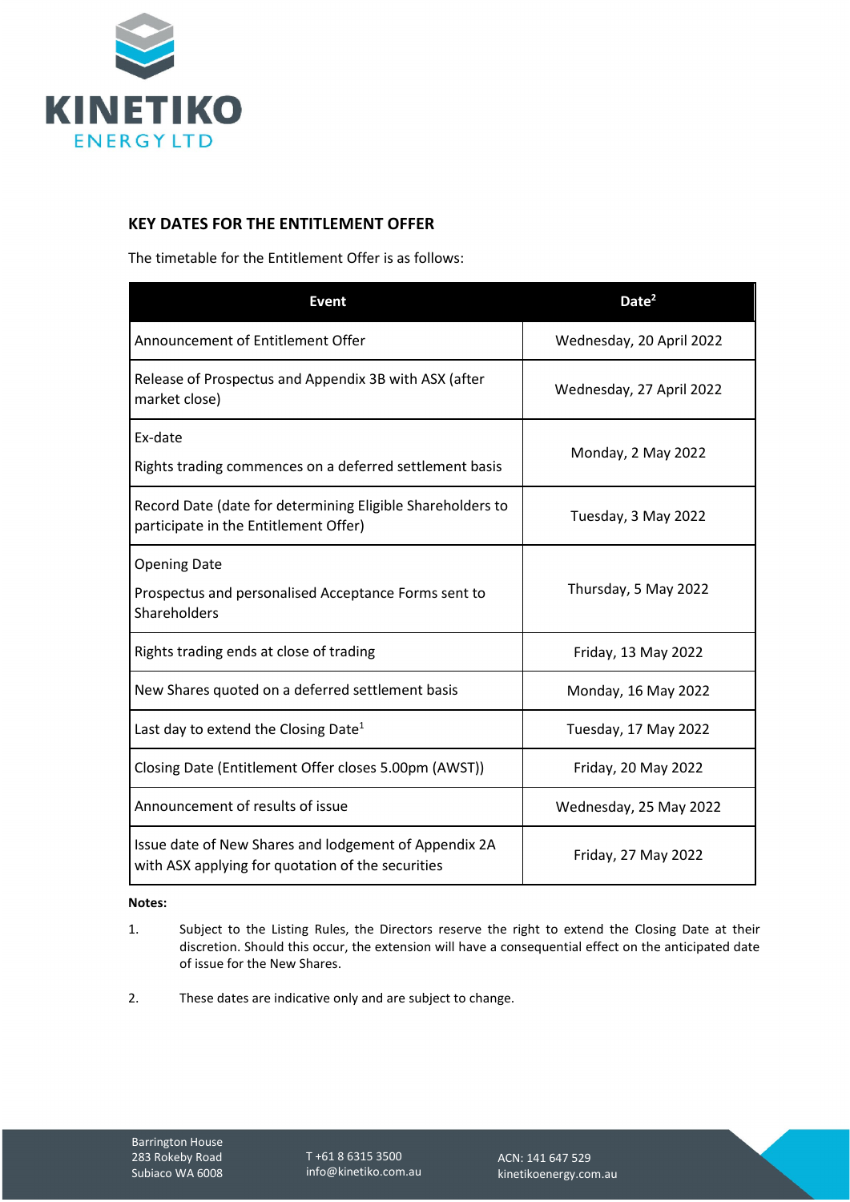## KEY DATES FOR THE ENTITLEMENT OFFER

The timetable for the Entitlement Offer is as follows:

| Event | Date[2] |
|---|---|
| Announcement of Entitlement Offer | Wednesday, 20 April 2022 |
| Release of Prospectus and Appendix 3B with ASX (after market close) | Wednesday, 27 April 2022 |
| Ex-date<br>Rights trading commences on a deferred settlement basis | Monday, 2 May 2022 |
| Record Date (date for determining Eligible Shareholders to participate in the Entitlement Offer) | Tuesday, 3 May 2022 |
| Opening Date<br>Prospectus and personalised Acceptance Forms sent to Shareholders | Thursday, 5 May 2022 |
| Rights trading ends at close of trading | Friday, 13 May 2022 |
| New Shares quoted on a deferred settlement basis | Monday, 16 May 2022 |
| Last day to extend the Closing Date[1] | Tuesday, 17 May 2022 |
| Closing Date (Entitlement Offer closes 5.00pm (AWST)) | Friday, 20 May 2022 |
| Announcement of results of issue | Wednesday, 25 May 2022 |
| Issue date of New Shares and lodgement of Appendix 2A with ASX applying for quotation of the securities | Friday, 27 May 2022 |

**Notes:**

1. Subject to the Listing Rules, the Directors reserve the right to extend the Closing Date at their discretion. Should this occur, the extension will have a consequential effect on the anticipated date of issue for the New Shares.

2. These dates are indicative only and are subject to change.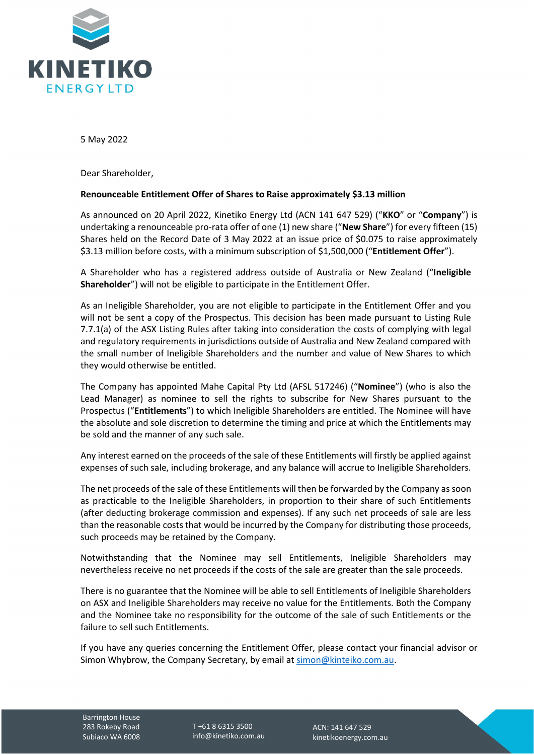5 May 2022

Dear Shareholder,

**Renounceable Entitlement Offer of Shares to Raise approximately $3.13 million**

As announced on 20 April 2022, Kinetiko Energy Ltd (ACN 141 647 529) ("**KKO**" or "**Company**") is undertaking a renounceable pro-rata offer of one (1) new share ("**New Share**") for every fifteen (15) Shares held on the Record Date of 3 May 2022 at an issue price of $0.075 to raise approximately $3.13 million before costs, with a minimum subscription of $1,500,000 ("**Entitlement Offer**").

A Shareholder who has a registered address outside of Australia or New Zealand ("**Ineligible Shareholder**") will not be eligible to participate in the Entitlement Offer.

As an Ineligible Shareholder, you are not eligible to participate in the Entitlement Offer and you will not be sent a copy of the Prospectus. This decision has been made pursuant to Listing Rule 7.7.1(a) of the ASX Listing Rules after taking into consideration the costs of complying with legal and regulatory requirements in jurisdictions outside of Australia and New Zealand compared with the small number of Ineligible Shareholders and the number and value of New Shares to which they would otherwise be entitled.

The Company has appointed Mahe Capital Pty Ltd (AFSL 517246) ("**Nominee**") (who is also the Lead Manager) as nominee to sell the rights to subscribe for New Shares pursuant to the Prospectus ("**Entitlements**") to which Ineligible Shareholders are entitled. The Nominee will have the absolute and sole discretion to determine the timing and price at which the Entitlements may be sold and the manner of any such sale.

Any interest earned on the proceeds of the sale of these Entitlements will firstly be applied against expenses of such sale, including brokerage, and any balance will accrue to Ineligible Shareholders.

The net proceeds of the sale of these Entitlements will then be forwarded by the Company as soon as practicable to the Ineligible Shareholders, in proportion to their share of such Entitlements (after deducting brokerage commission and expenses). If any such net proceeds of sale are less than the reasonable costs that would be incurred by the Company for distributing those proceeds, such proceeds may be retained by the Company.

Notwithstanding that the Nominee may sell Entitlements, Ineligible Shareholders may nevertheless receive no net proceeds if the costs of the sale are greater than the sale proceeds.

There is no guarantee that the Nominee will be able to sell Entitlements of Ineligible Shareholders on ASX and Ineligible Shareholders may receive no value for the Entitlements. Both the Company and the Nominee take no responsibility for the outcome of the sale of such Entitlements or the failure to sell such Entitlements.

If you have any queries concerning the Entitlement Offer, please contact your financial advisor or Simon Whybrow, the Company Secretary, by email at simon@kinteiko.com.au.

Barrington House
283 Rokeby Road
Subiaco WA 6008

T +61 8 6315 3500
info@kinetiko.com.au

ACN: 141 647 529
kinetikoenergy.com.au